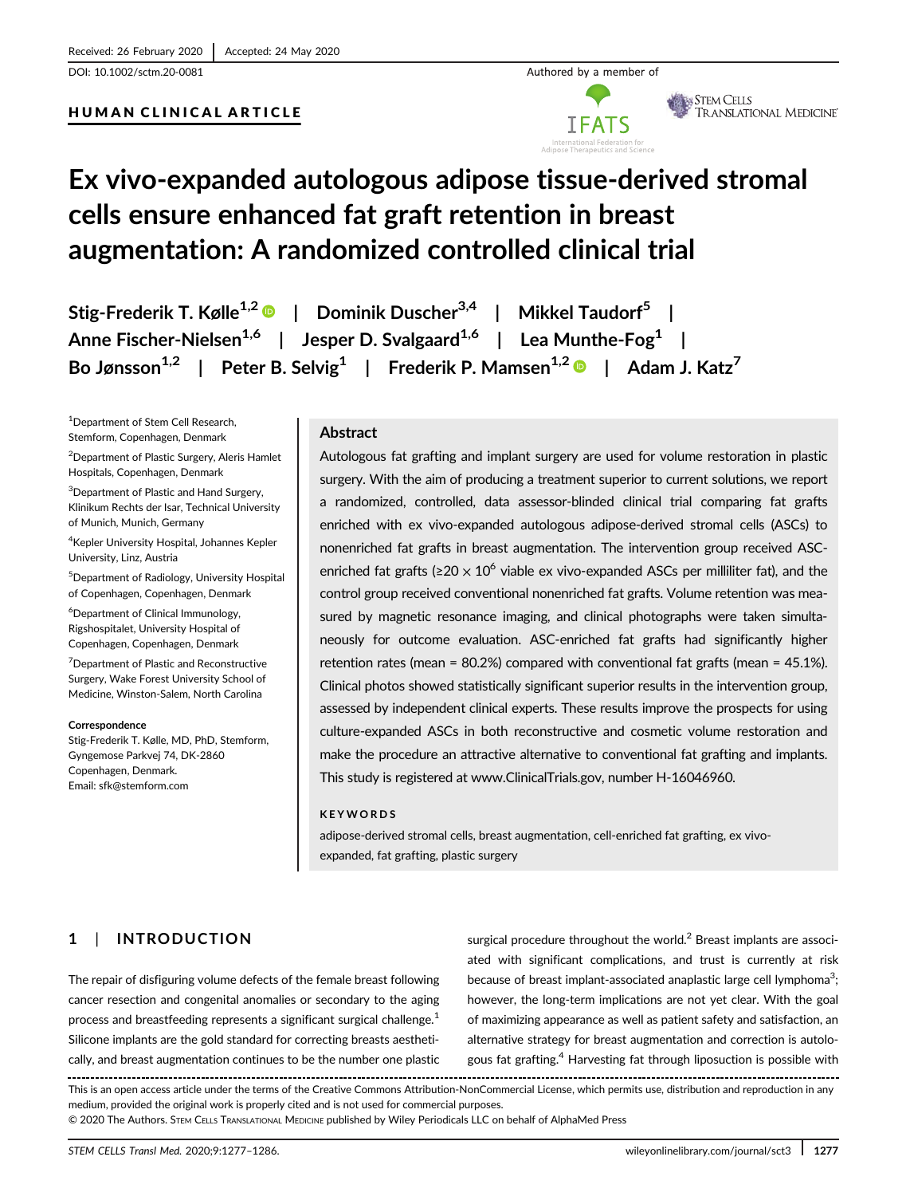Received: 26 February 2020 | Accepted: 24 May 2020

DOI: 10.1002/sctm.20-0081

**HUMAN CLINICAL ARTICLE**

Authored by a member of IFATS — International Federation for Adipose Therapeutics and Science

# Ex vivo-expanded autologous adipose tissue-derived stromal cells ensure enhanced fat graft retention in breast augmentation: A randomized controlled clinical trial

**Stig-Frederik T. Kølle[1,2] | Dominik Duscher[3,4] | Mikkel Taudorf[5] | Anne Fischer-Nielsen[1,6] | Jesper D. Svalgaard[1,6] | Lea Munthe-Fog[1] | Bo Jønsson[1,2] | Peter B. Selvig[1] | Frederik P. Mamsen[1,2] | Adam J. Katz[7]**

[1]Department of Stem Cell Research, Stemform, Copenhagen, Denmark

[2]Department of Plastic Surgery, Aleris Hamlet Hospitals, Copenhagen, Denmark

[3]Department of Plastic and Hand Surgery, Klinikum Rechts der Isar, Technical University of Munich, Munich, Germany

[4]Kepler University Hospital, Johannes Kepler University, Linz, Austria

[5]Department of Radiology, University Hospital of Copenhagen, Copenhagen, Denmark

[6]Department of Clinical Immunology, Rigshospitalet, University Hospital of Copenhagen, Copenhagen, Denmark

[7]Department of Plastic and Reconstructive Surgery, Wake Forest University School of Medicine, Winston-Salem, North Carolina

**Correspondence**

Stig-Frederik T. Kølle, MD, PhD, Stemform, Gyngemose Parkvej 74, DK-2860 Copenhagen, Denmark.
Email: sfk@stemform.com

## Abstract

Autologous fat grafting and implant surgery are used for volume restoration in plastic surgery. With the aim of producing a treatment superior to current solutions, we report a randomized, controlled, data assessor-blinded clinical trial comparing fat grafts enriched with ex vivo-expanded autologous adipose-derived stromal cells (ASCs) to nonenriched fat grafts in breast augmentation. The intervention group received ASC-enriched fat grafts ($\geq 20 \times 10^6$ viable ex vivo-expanded ASCs per milliliter fat), and the control group received conventional nonenriched fat grafts. Volume retention was measured by magnetic resonance imaging, and clinical photographs were taken simultaneously for outcome evaluation. ASC-enriched fat grafts had significantly higher retention rates (mean = 80.2%) compared with conventional fat grafts (mean = 45.1%). Clinical photos showed statistically significant superior results in the intervention group, assessed by independent clinical experts. These results improve the prospects for using culture-expanded ASCs in both reconstructive and cosmetic volume restoration and make the procedure an attractive alternative to conventional fat grafting and implants. This study is registered at www.ClinicalTrials.gov, number H-16046960.

**KEYWORDS**

adipose-derived stromal cells, breast augmentation, cell-enriched fat grafting, ex vivo-expanded, fat grafting, plastic surgery

## 1 | INTRODUCTION

The repair of disfiguring volume defects of the female breast following cancer resection and congenital anomalies or secondary to the aging process and breastfeeding represents a significant surgical challenge.[1] Silicone implants are the gold standard for correcting breasts aesthetically, and breast augmentation continues to be the number one plastic surgical procedure throughout the world.[2] Breast implants are associated with significant complications, and trust is currently at risk because of breast implant-associated anaplastic large cell lymphoma[3]; however, the long-term implications are not yet clear. With the goal of maximizing appearance as well as patient safety and satisfaction, an alternative strategy for breast augmentation and correction is autologous fat grafting.[4] Harvesting fat through liposuction is possible with

This is an open access article under the terms of the Creative Commons Attribution-NonCommercial License, which permits use, distribution and reproduction in any medium, provided the original work is properly cited and is not used for commercial purposes.

© 2020 The Authors. Stem Cells Translational Medicine published by Wiley Periodicals LLC on behalf of AlphaMed Press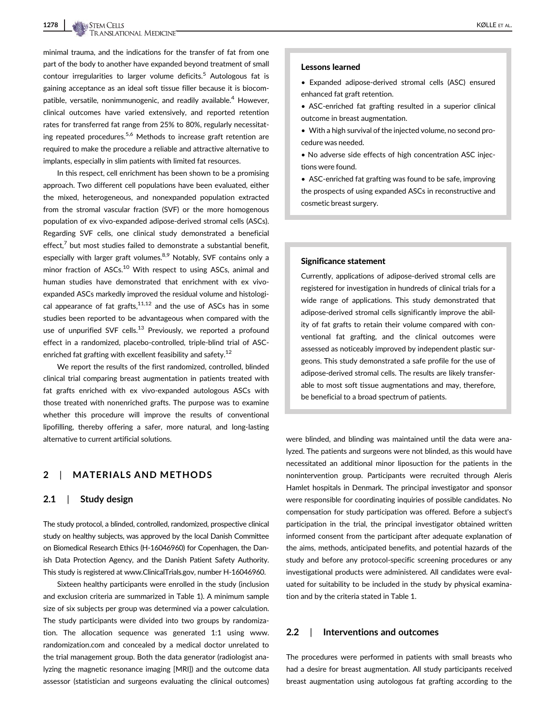minimal trauma, and the indications for the transfer of fat from one part of the body to another have expanded beyond treatment of small contour irregularities to larger volume deficits.[5] Autologous fat is gaining acceptance as an ideal soft tissue filler because it is biocompatible, versatile, nonimmunogenic, and readily available.[4] However, clinical outcomes have varied extensively, and reported retention rates for transferred fat range from 25% to 80%, regularly necessitating repeated procedures.[5,6] Methods to increase graft retention are required to make the procedure a reliable and attractive alternative to implants, especially in slim patients with limited fat resources.

In this respect, cell enrichment has been shown to be a promising approach. Two different cell populations have been evaluated, either the mixed, heterogeneous, and nonexpanded population extracted from the stromal vascular fraction (SVF) or the more homogenous population of ex vivo-expanded adipose-derived stromal cells (ASCs). Regarding SVF cells, one clinical study demonstrated a beneficial effect,[7] but most studies failed to demonstrate a substantial benefit, especially with larger graft volumes.[8,9] Notably, SVF contains only a minor fraction of ASCs.[10] With respect to using ASCs, animal and human studies have demonstrated that enrichment with ex vivo-expanded ASCs markedly improved the residual volume and histological appearance of fat grafts,[11,12] and the use of ASCs has in some studies been reported to be advantageous when compared with the use of unpurified SVF cells.[13] Previously, we reported a profound effect in a randomized, placebo-controlled, triple-blind trial of ASC-enriched fat grafting with excellent feasibility and safety.[12]

We report the results of the first randomized, controlled, blinded clinical trial comparing breast augmentation in patients treated with fat grafts enriched with ex vivo-expanded autologous ASCs with those treated with nonenriched grafts. The purpose was to examine whether this procedure will improve the results of conventional lipofilling, thereby offering a safer, more natural, and long-lasting alternative to current artificial solutions.

**Lessons learned**

- Expanded adipose-derived stromal cells (ASC) ensured enhanced fat graft retention.
- ASC-enriched fat grafting resulted in a superior clinical outcome in breast augmentation.
- With a high survival of the injected volume, no second procedure was needed.
- No adverse side effects of high concentration ASC injections were found.
- ASC-enriched fat grafting was found to be safe, improving the prospects of using expanded ASCs in reconstructive and cosmetic breast surgery.

**Significance statement**

Currently, applications of adipose-derived stromal cells are registered for investigation in hundreds of clinical trials for a wide range of applications. This study demonstrated that adipose-derived stromal cells significantly improve the ability of fat grafts to retain their volume compared with conventional fat grafting, and the clinical outcomes were assessed as noticeably improved by independent plastic surgeons. This study demonstrated a safe profile for the use of adipose-derived stromal cells. The results are likely transferable to most soft tissue augmentations and may, therefore, be beneficial to a broad spectrum of patients.

## 2 | MATERIALS AND METHODS

### 2.1 | Study design

The study protocol, a blinded, controlled, randomized, prospective clinical study on healthy subjects, was approved by the local Danish Committee on Biomedical Research Ethics (H-16046960) for Copenhagen, the Danish Data Protection Agency, and the Danish Patient Safety Authority. This study is registered at www.ClinicalTrials.gov, number H-16046960.

Sixteen healthy participants were enrolled in the study (inclusion and exclusion criteria are summarized in Table 1). A minimum sample size of six subjects per group was determined via a power calculation. The study participants were divided into two groups by randomization. The allocation sequence was generated 1:1 using www.randomization.com and concealed by a medical doctor unrelated to the trial management group. Both the data generator (radiologist analyzing the magnetic resonance imaging [MRI]) and the outcome data assessor (statistician and surgeons evaluating the clinical outcomes) were blinded, and blinding was maintained until the data were analyzed. The patients and surgeons were not blinded, as this would have necessitated an additional minor liposuction for the patients in the nonintervention group. Participants were recruited through Aleris Hamlet hospitals in Denmark. The principal investigator and sponsor were responsible for coordinating inquiries of possible candidates. No compensation for study participation was offered. Before a subject's participation in the trial, the principal investigator obtained written informed consent from the participant after adequate explanation of the aims, methods, anticipated benefits, and potential hazards of the study and before any protocol-specific screening procedures or any investigational products were administered. All candidates were evaluated for suitability to be included in the study by physical examination and by the criteria stated in Table 1.

### 2.2 | Interventions and outcomes

The procedures were performed in patients with small breasts who had a desire for breast augmentation. All study participants received breast augmentation using autologous fat grafting according to the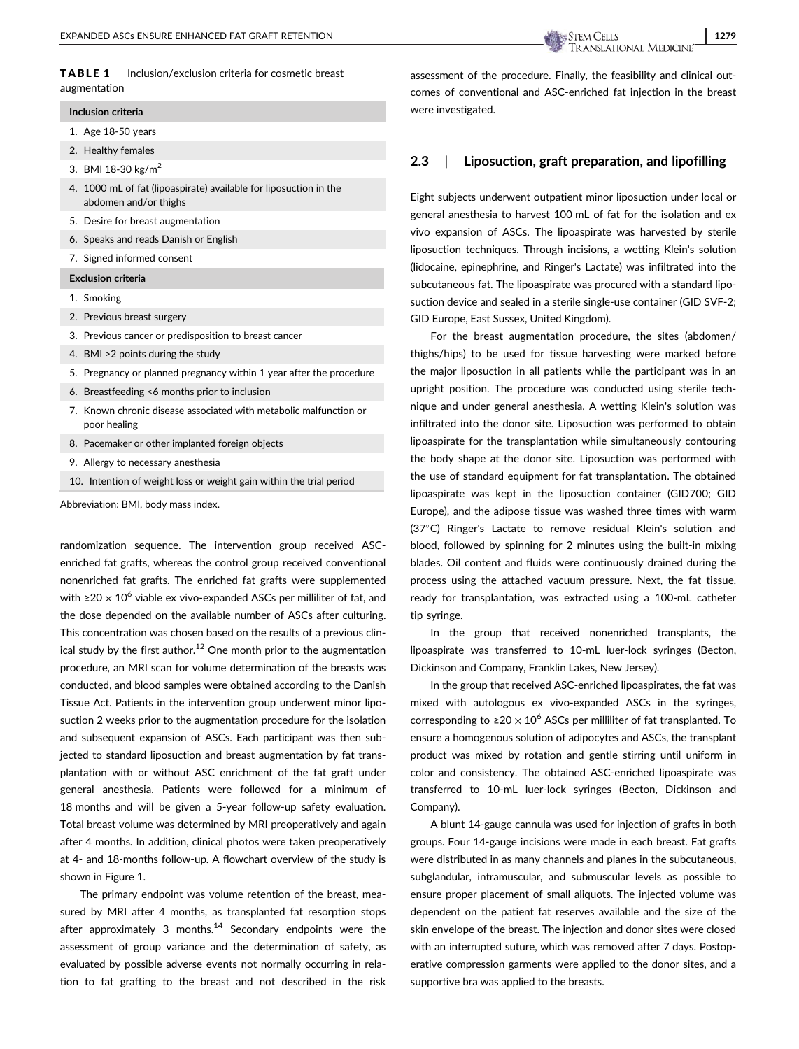**TABLE 1** Inclusion/exclusion criteria for cosmetic breast augmentation

| Inclusion criteria |
|---|
| 1. Age 18-50 years |
| 2. Healthy females |
| 3. BMI 18-30 kg/m$^2$ |
| 4. 1000 mL of fat (lipoaspirate) available for liposuction in the abdomen and/or thighs |
| 5. Desire for breast augmentation |
| 6. Speaks and reads Danish or English |
| 7. Signed informed consent |
| **Exclusion criteria** |
| 1. Smoking |
| 2. Previous breast surgery |
| 3. Previous cancer or predisposition to breast cancer |
| 4. BMI >2 points during the study |
| 5. Pregnancy or planned pregnancy within 1 year after the procedure |
| 6. Breastfeeding <6 months prior to inclusion |
| 7. Known chronic disease associated with metabolic malfunction or poor healing |
| 8. Pacemaker or other implanted foreign objects |
| 9. Allergy to necessary anesthesia |
| 10. Intention of weight loss or weight gain within the trial period |

Abbreviation: BMI, body mass index.

randomization sequence. The intervention group received ASC-enriched fat grafts, whereas the control group received conventional nonenriched fat grafts. The enriched fat grafts were supplemented with ≥$20 \times 10^6$ viable ex vivo-expanded ASCs per milliliter of fat, and the dose depended on the available number of ASCs after culturing. This concentration was chosen based on the results of a previous clinical study by the first author.[12] One month prior to the augmentation procedure, an MRI scan for volume determination of the breasts was conducted, and blood samples were obtained according to the Danish Tissue Act. Patients in the intervention group underwent minor liposuction 2 weeks prior to the augmentation procedure for the isolation and subsequent expansion of ASCs. Each participant was then subjected to standard liposuction and breast augmentation by fat transplantation with or without ASC enrichment of the fat graft under general anesthesia. Patients were followed for a minimum of 18 months and will be given a 5-year follow-up safety evaluation. Total breast volume was determined by MRI preoperatively and again after 4 months. In addition, clinical photos were taken preoperatively at 4- and 18-months follow-up. A flowchart overview of the study is shown in Figure 1.

The primary endpoint was volume retention of the breast, measured by MRI after 4 months, as transplanted fat resorption stops after approximately 3 months.[14] Secondary endpoints were the assessment of group variance and the determination of safety, as evaluated by possible adverse events not normally occurring in relation to fat grafting to the breast and not described in the risk assessment of the procedure. Finally, the feasibility and clinical outcomes of conventional and ASC-enriched fat injection in the breast were investigated.

## 2.3 | Liposuction, graft preparation, and lipofilling

Eight subjects underwent outpatient minor liposuction under local or general anesthesia to harvest 100 mL of fat for the isolation and ex vivo expansion of ASCs. The lipoaspirate was harvested by sterile liposuction techniques. Through incisions, a wetting Klein's solution (lidocaine, epinephrine, and Ringer's Lactate) was infiltrated into the subcutaneous fat. The lipoaspirate was procured with a standard liposuction device and sealed in a sterile single-use container (GID SVF-2; GID Europe, East Sussex, United Kingdom).

For the breast augmentation procedure, the sites (abdomen/thighs/hips) to be used for tissue harvesting were marked before the major liposuction in all patients while the participant was in an upright position. The procedure was conducted using sterile technique and under general anesthesia. A wetting Klein's solution was infiltrated into the donor site. Liposuction was performed to obtain lipoaspirate for the transplantation while simultaneously contouring the body shape at the donor site. Liposuction was performed with the use of standard equipment for fat transplantation. The obtained lipoaspirate was kept in the liposuction container (GID700; GID Europe), and the adipose tissue was washed three times with warm (37°C) Ringer's Lactate to remove residual Klein's solution and blood, followed by spinning for 2 minutes using the built-in mixing blades. Oil content and fluids were continuously drained during the process using the attached vacuum pressure. Next, the fat tissue, ready for transplantation, was extracted using a 100-mL catheter tip syringe.

In the group that received nonenriched transplants, the lipoaspirate was transferred to 10-mL luer-lock syringes (Becton, Dickinson and Company, Franklin Lakes, New Jersey).

In the group that received ASC-enriched lipoaspirates, the fat was mixed with autologous ex vivo-expanded ASCs in the syringes, corresponding to ≥$20 \times 10^6$ ASCs per milliliter of fat transplanted. To ensure a homogenous solution of adipocytes and ASCs, the transplant product was mixed by rotation and gentle stirring until uniform in color and consistency. The obtained ASC-enriched lipoaspirate was transferred to 10-mL luer-lock syringes (Becton, Dickinson and Company).

A blunt 14-gauge cannula was used for injection of grafts in both groups. Four 14-gauge incisions were made in each breast. Fat grafts were distributed in as many channels and planes in the subcutaneous, subglandular, intramuscular, and submuscular levels as possible to ensure proper placement of small aliquots. The injected volume was dependent on the patient fat reserves available and the size of the skin envelope of the breast. The injection and donor sites were closed with an interrupted suture, which was removed after 7 days. Postoperative compression garments were applied to the donor sites, and a supportive bra was applied to the breasts.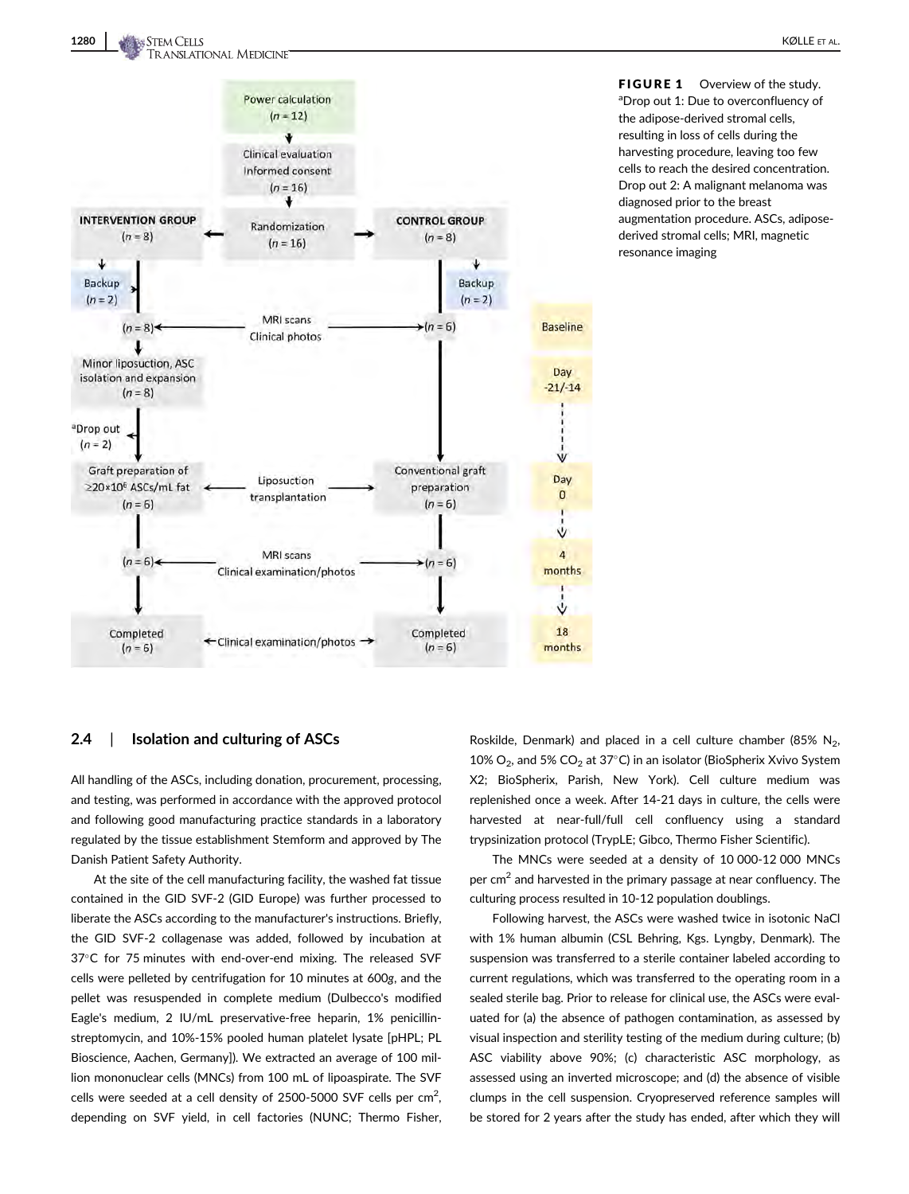Power calculation
(n = 12)

Clinical evaluation
Informed consent
(n = 16)

INTERVENTION GROUP
(n = 8)

Randomization
(n = 16)

CONTROL GROUP
(n = 8)

Backup
(n = 2)

Backup
(n = 2)

(n = 8)

MRI scans
Clinical photos

(n = 6)

Baseline

Minor liposuction, ASC isolation and expansion
(n = 8)

Day
-21/-14

[a]Drop out
(n = 2)

Graft preparation of ≥20×10[6] ASCs/mL fat
(n = 6)

Liposuction
transplantation

Conventional graft preparation
(n = 6)

Day
0

(n = 6)

MRI scans
Clinical examination/photos

(n = 6)

4
months

Completed
(n = 6)

Clinical examination/photos

Completed
(n = 6)

18
months

**FIGURE 1** Overview of the study. [a]Drop out 1: Due to overconfluency of the adipose-derived stromal cells, resulting in loss of cells during the harvesting procedure, leaving too few cells to reach the desired concentration. Drop out 2: A malignant melanoma was diagnosed prior to the breast augmentation procedure. ASCs, adipose-derived stromal cells; MRI, magnetic resonance imaging

## 2.4 | Isolation and culturing of ASCs

All handling of the ASCs, including donation, procurement, processing, and testing, was performed in accordance with the approved protocol and following good manufacturing practice standards in a laboratory regulated by the tissue establishment Stemform and approved by The Danish Patient Safety Authority.

At the site of the cell manufacturing facility, the washed fat tissue contained in the GID SVF-2 (GID Europe) was further processed to liberate the ASCs according to the manufacturer's instructions. Briefly, the GID SVF-2 collagenase was added, followed by incubation at 37°C for 75 minutes with end-over-end mixing. The released SVF cells were pelleted by centrifugation for 10 minutes at 600*g*, and the pellet was resuspended in complete medium (Dulbecco's modified Eagle's medium, 2 IU/mL preservative-free heparin, 1% penicillin-streptomycin, and 10%-15% pooled human platelet lysate [pHPL; PL Bioscience, Aachen, Germany]). We extracted an average of 100 million mononuclear cells (MNCs) from 100 mL of lipoaspirate. The SVF cells were seeded at a cell density of 2500-5000 SVF cells per cm$^2$, depending on SVF yield, in cell factories (NUNC; Thermo Fisher, Roskilde, Denmark) and placed in a cell culture chamber (85% $N_2$, 10% $O_2$, and 5% $CO_2$ at 37°C) in an isolator (BioSpherix Xvivo System X2; BioSpherix, Parish, New York). Cell culture medium was replenished once a week. After 14-21 days in culture, the cells were harvested at near-full/full cell confluency using a standard trypsinization protocol (TrypLE; Gibco, Thermo Fisher Scientific).

The MNCs were seeded at a density of 10 000-12 000 MNCs per cm$^2$ and harvested in the primary passage at near confluency. The culturing process resulted in 10-12 population doublings.

Following harvest, the ASCs were washed twice in isotonic NaCl with 1% human albumin (CSL Behring, Kgs. Lyngby, Denmark). The suspension was transferred to a sterile container labeled according to current regulations, which was transferred to the operating room in a sealed sterile bag. Prior to release for clinical use, the ASCs were evaluated for (a) the absence of pathogen contamination, as assessed by visual inspection and sterility testing of the medium during culture; (b) ASC viability above 90%; (c) characteristic ASC morphology, as assessed using an inverted microscope; and (d) the absence of visible clumps in the cell suspension. Cryopreserved reference samples will be stored for 2 years after the study has ended, after which they will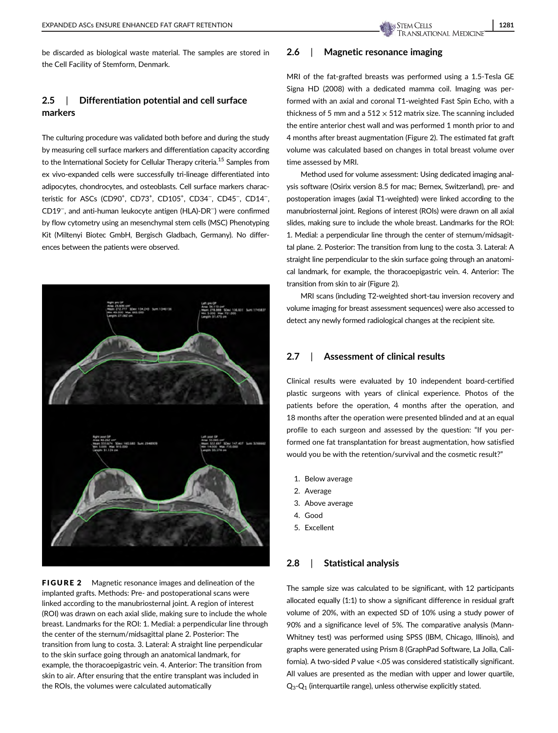be discarded as biological waste material. The samples are stored in the Cell Facility of Stemform, Denmark.

### 2.5 | Differentiation potential and cell surface markers

The culturing procedure was validated both before and during the study by measuring cell surface markers and differentiation capacity according to the International Society for Cellular Therapy criteria.[15] Samples from ex vivo-expanded cells were successfully tri-lineage differentiated into adipocytes, chondrocytes, and osteoblasts. Cell surface markers characteristic for ASCs ($CD90^+$, $CD73^+$, $CD105^+$, $CD34^-$, $CD45^-$, $CD14^-$, $CD19^-$, and anti-human leukocyte antigen ($HLA$)-$DR^-$) were confirmed by flow cytometry using an mesenchymal stem cells (MSC) Phenotyping Kit (Miltenyi Biotec GmbH, Bergisch Gladbach, Germany). No differences between the patients were observed.

**FIGURE 2** Magnetic resonance images and delineation of the implanted grafts. Methods: Pre- and postoperational scans were linked according to the manubriosternal joint. A region of interest (ROI) was drawn on each axial slide, making sure to include the whole breast. Landmarks for the ROI: 1. Medial: a perpendicular line through the center of the sternum/midsagittal plane 2. Posterior: The transition from lung to costa. 3. Lateral: A straight line perpendicular to the skin surface going through an anatomical landmark, for example, the thoracoepigastric vein. 4. Anterior: The transition from skin to air. After ensuring that the entire transplant was included in the ROIs, the volumes were calculated automatically

### 2.6 | Magnetic resonance imaging

MRI of the fat-grafted breasts was performed using a 1.5-Tesla GE Signa HD (2008) with a dedicated mamma coil. Imaging was performed with an axial and coronal T1-weighted Fast Spin Echo, with a thickness of 5 mm and a $512 \times 512$ matrix size. The scanning included the entire anterior chest wall and was performed 1 month prior to and 4 months after breast augmentation (Figure 2). The estimated fat graft volume was calculated based on changes in total breast volume over time assessed by MRI.

Method used for volume assessment: Using dedicated imaging analysis software (Osirix version 8.5 for mac; Bernex, Switzerland), pre- and postoperation images (axial T1-weighted) were linked according to the manubriosternal joint. Regions of interest (ROIs) were drawn on all axial slides, making sure to include the whole breast. Landmarks for the ROI: 1. Medial: a perpendicular line through the center of sternum/midsagittal plane. 2. Posterior: The transition from lung to the costa. 3. Lateral: A straight line perpendicular to the skin surface going through an anatomical landmark, for example, the thoracoepigastric vein. 4. Anterior: The transition from skin to air (Figure 2).

MRI scans (including T2-weighted short-tau inversion recovery and volume imaging for breast assessment sequences) were also accessed to detect any newly formed radiological changes at the recipient site.

### 2.7 | Assessment of clinical results

Clinical results were evaluated by 10 independent board-certified plastic surgeons with years of clinical experience. Photos of the patients before the operation, 4 months after the operation, and 18 months after the operation were presented blinded and at an equal profile to each surgeon and assessed by the question: "If you performed one fat transplantation for breast augmentation, how satisfied would you be with the retention/survival and the cosmetic result?"

1. Below average
2. Average
3. Above average
4. Good
5. Excellent

### 2.8 | Statistical analysis

The sample size was calculated to be significant, with 12 participants allocated equally (1:1) to show a significant difference in residual graft volume of 20%, with an expected SD of 10% using a study power of 90% and a significance level of 5%. The comparative analysis (Mann-Whitney test) was performed using SPSS (IBM, Chicago, Illinois), and graphs were generated using Prism 8 (GraphPad Software, La Jolla, California). A two-sided $P$ value <.05 was considered statistically significant. All values are presented as the median with upper and lower quartile, $Q_3$-$Q_1$ (interquartile range), unless otherwise explicitly stated.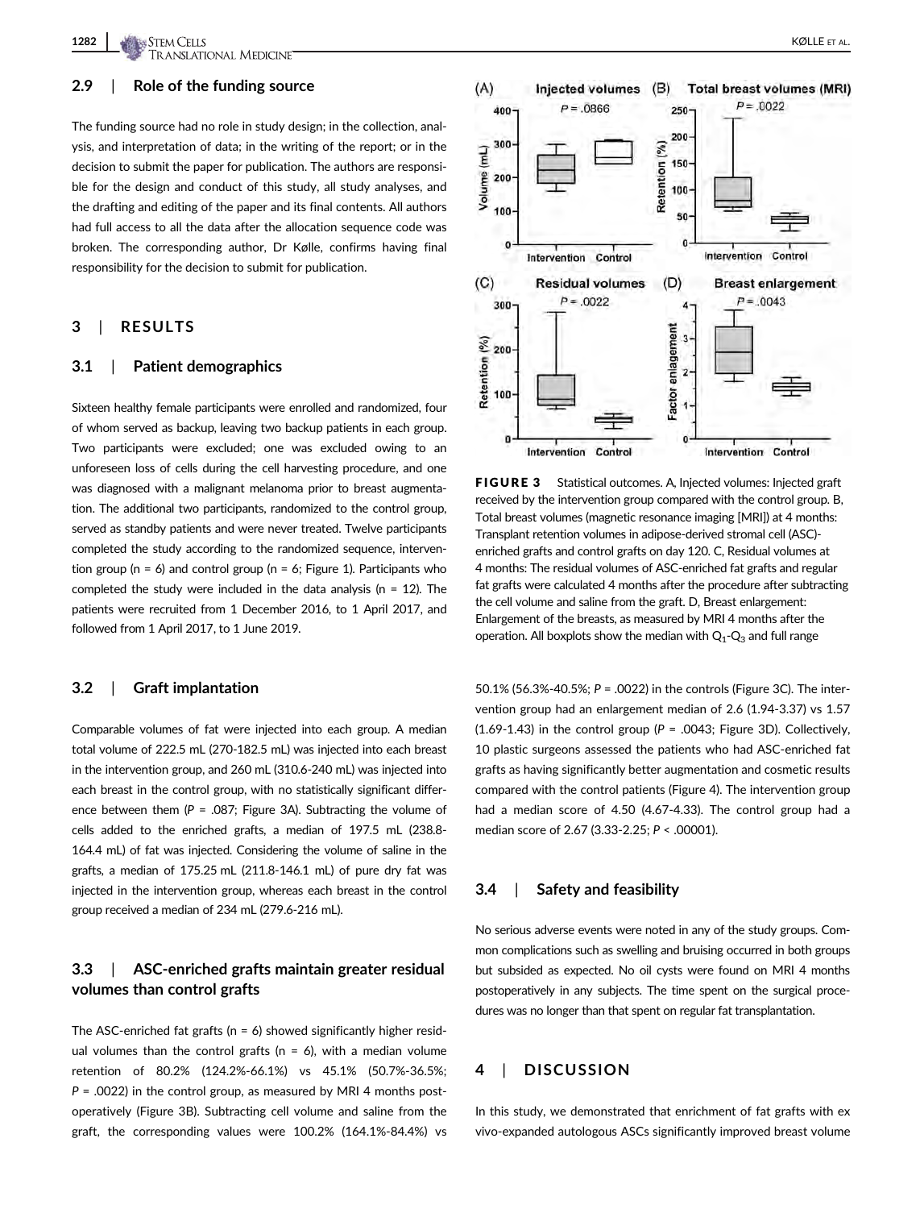## 2.9 | Role of the funding source

The funding source had no role in study design; in the collection, analysis, and interpretation of data; in the writing of the report; or in the decision to submit the paper for publication. The authors are responsible for the design and conduct of this study, all study analyses, and the drafting and editing of the paper and its final contents. All authors had full access to all the data after the allocation sequence code was broken. The corresponding author, Dr Kølle, confirms having final responsibility for the decision to submit for publication.

# 3 | RESULTS

## 3.1 | Patient demographics

Sixteen healthy female participants were enrolled and randomized, four of whom served as backup, leaving two backup patients in each group. Two participants were excluded; one was excluded owing to an unforeseen loss of cells during the cell harvesting procedure, and one was diagnosed with a malignant melanoma prior to breast augmentation. The additional two participants, randomized to the control group, served as standby patients and were never treated. Twelve participants completed the study according to the randomized sequence, intervention group (n = 6) and control group (n = 6; Figure 1). Participants who completed the study were included in the data analysis (n = 12). The patients were recruited from 1 December 2016, to 1 April 2017, and followed from 1 April 2017, to 1 June 2019.

## 3.2 | Graft implantation

Comparable volumes of fat were injected into each group. A median total volume of 222.5 mL (270-182.5 mL) was injected into each breast in the intervention group, and 260 mL (310.6-240 mL) was injected into each breast in the control group, with no statistically significant difference between them ($P = .087$; Figure 3A). Subtracting the volume of cells added to the enriched grafts, a median of 197.5 mL (238.8-164.4 mL) of fat was injected. Considering the volume of saline in the grafts, a median of 175.25 mL (211.8-146.1 mL) of pure dry fat was injected in the intervention group, whereas each breast in the control group received a median of 234 mL (279.6-216 mL).

## 3.3 | ASC-enriched grafts maintain greater residual volumes than control grafts

The ASC-enriched fat grafts (n = 6) showed significantly higher residual volumes than the control grafts (n = 6), with a median volume retention of 80.2% (124.2%-66.1%) vs 45.1% (50.7%-36.5%; $P = .0022$) in the control group, as measured by MRI 4 months postoperatively (Figure 3B). Subtracting cell volume and saline from the graft, the corresponding values were 100.2% (164.1%-84.4%) vs 50.1% (56.3%-40.5%; $P = .0022$) in the controls (Figure 3C). The intervention group had an enlargement median of 2.6 (1.94-3.37) vs 1.57 (1.69-1.43) in the control group ($P = .0043$; Figure 3D). Collectively, 10 plastic surgeons assessed the patients who had ASC-enriched fat grafts as having significantly better augmentation and cosmetic results compared with the control patients (Figure 4). The intervention group had a median score of 4.50 (4.67-4.33). The control group had a median score of 2.67 (3.33-2.25; $P < .00001$).

(A) Injected volumes
P = .0866
Volume (mL)
Intervention Control

(B) Total breast volumes (MRI)
P = .0022
Retention (%)
Intervention Control

(C) Residual volumes
P = .0022
Retention (%)
Intervention Control

(D) Breast enlargement
P = .0043
Factor enlagement
Intervention Control

**FIGURE 3** Statistical outcomes. A, Injected volumes: Injected graft received by the intervention group compared with the control group. B, Total breast volumes (magnetic resonance imaging [MRI]) at 4 months: Transplant retention volumes in adipose-derived stromal cell (ASC)-enriched grafts and control grafts on day 120. C, Residual volumes at 4 months: The residual volumes of ASC-enriched fat grafts and regular fat grafts were calculated 4 months after the procedure after subtracting the cell volume and saline from the graft. D, Breast enlargement: Enlargement of the breasts, as measured by MRI 4 months after the operation. All boxplots show the median with $Q_1$-$Q_3$ and full range

## 3.4 | Safety and feasibility

No serious adverse events were noted in any of the study groups. Common complications such as swelling and bruising occurred in both groups but subsided as expected. No oil cysts were found on MRI 4 months postoperatively in any subjects. The time spent on the surgical procedures was no longer than that spent on regular fat transplantation.

# 4 | DISCUSSION

In this study, we demonstrated that enrichment of fat grafts with ex vivo-expanded autologous ASCs significantly improved breast volume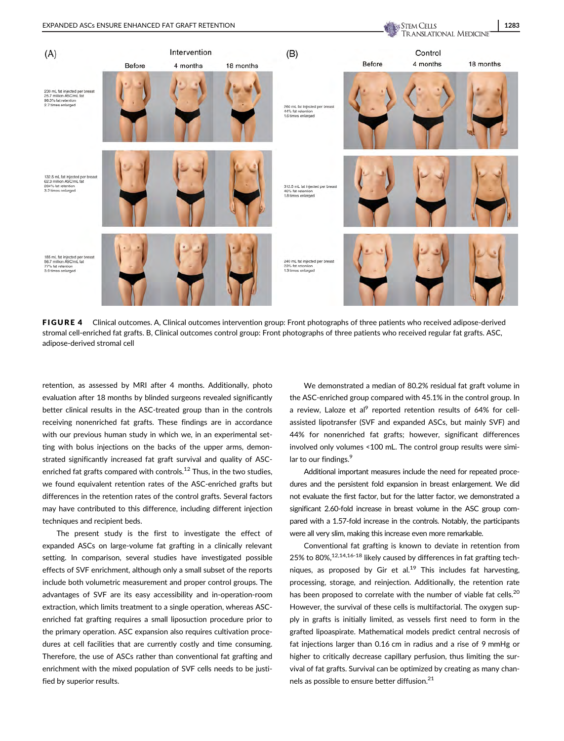(A) Intervention

Before 4 months 18 months

230 mL fat injected per breast
25.7 million ASC/mL fat
98.3% fat retention
2.7 times enlarged

132.5 mL fat injected per breast
62.3 million ASC/mL fat
284% fat retention
3.2 times enlarged

185 mL fat injected per breast
56.7 million ASC/mL fat
77% fat retention
3.9 times enlarged

(B) Control

Before 4 months 18 months

260 mL fat injected per breast
44% fat retention
1.6 times enlarged

312.5 mL fat injected per breast
46% fat retention
1.8 times enlarged

240 mL fat injected per breast
23% fat retention
1.3 times enlarged

**FIGURE 4** Clinical outcomes. A, Clinical outcomes intervention group: Front photographs of three patients who received adipose-derived stromal cell-enriched fat grafts. B, Clinical outcomes control group: Front photographs of three patients who received regular fat grafts. ASC, adipose-derived stromal cell

retention, as assessed by MRI after 4 months. Additionally, photo evaluation after 18 months by blinded surgeons revealed significantly better clinical results in the ASC-treated group than in the controls receiving nonenriched fat grafts. These findings are in accordance with our previous human study in which we, in an experimental setting with bolus injections on the backs of the upper arms, demonstrated significantly increased fat graft survival and quality of ASC-enriched fat grafts compared with controls.[12] Thus, in the two studies, we found equivalent retention rates of the ASC-enriched grafts but differences in the retention rates of the control grafts. Several factors may have contributed to this difference, including different injection techniques and recipient beds.

The present study is the first to investigate the effect of expanded ASCs on large-volume fat grafting in a clinically relevant setting. In comparison, several studies have investigated possible effects of SVF enrichment, although only a small subset of the reports include both volumetric measurement and proper control groups. The advantages of SVF are its easy accessibility and in-operation-room extraction, which limits treatment to a single operation, whereas ASC-enriched fat grafting requires a small liposuction procedure prior to the primary operation. ASC expansion also requires cultivation procedures at cell facilities that are currently costly and time consuming. Therefore, the use of ASCs rather than conventional fat grafting and enrichment with the mixed population of SVF cells needs to be justified by superior results.

We demonstrated a median of 80.2% residual fat graft volume in the ASC-enriched group compared with 45.1% in the control group. In a review, Laloze et al[9] reported retention results of 64% for cell-assisted lipotransfer (SVF and expanded ASCs, but mainly SVF) and 44% for nonenriched fat grafts; however, significant differences involved only volumes <100 mL. The control group results were similar to our findings.[9]

Additional important measures include the need for repeated procedures and the persistent fold expansion in breast enlargement. We did not evaluate the first factor, but for the latter factor, we demonstrated a significant 2.60-fold increase in breast volume in the ASC group compared with a 1.57-fold increase in the controls. Notably, the participants were all very slim, making this increase even more remarkable.

Conventional fat grafting is known to deviate in retention from 25% to 80%,[12,14,16-18] likely caused by differences in fat grafting techniques, as proposed by Gir et al.[19] This includes fat harvesting, processing, storage, and reinjection. Additionally, the retention rate has been proposed to correlate with the number of viable fat cells.[20] However, the survival of these cells is multifactorial. The oxygen supply in grafts is initially limited, as vessels first need to form in the grafted lipoaspirate. Mathematical models predict central necrosis of fat injections larger than 0.16 cm in radius and a rise of 9 mmHg or higher to critically decrease capillary perfusion, thus limiting the survival of fat grafts. Survival can be optimized by creating as many channels as possible to ensure better diffusion.[21]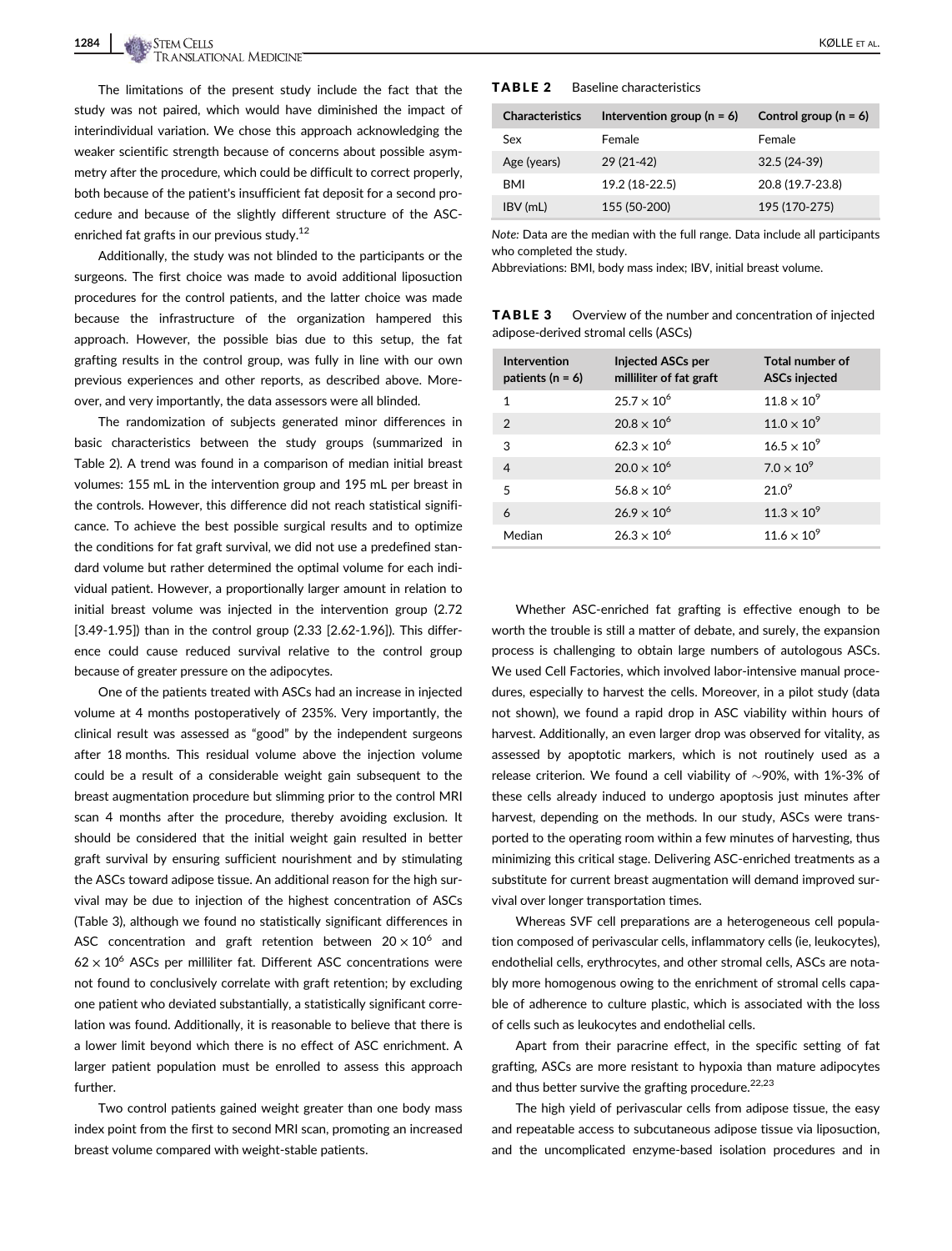The limitations of the present study include the fact that the study was not paired, which would have diminished the impact of interindividual variation. We chose this approach acknowledging the weaker scientific strength because of concerns about possible asymmetry after the procedure, which could be difficult to correct properly, both because of the patient's insufficient fat deposit for a second procedure and because of the slightly different structure of the ASC-enriched fat grafts in our previous study.[12]

Additionally, the study was not blinded to the participants or the surgeons. The first choice was made to avoid additional liposuction procedures for the control patients, and the latter choice was made because the infrastructure of the organization hampered this approach. However, the possible bias due to this setup, the fat grafting results in the control group, was fully in line with our own previous experiences and other reports, as described above. Moreover, and very importantly, the data assessors were all blinded.

The randomization of subjects generated minor differences in basic characteristics between the study groups (summarized in Table 2). A trend was found in a comparison of median initial breast volumes: 155 mL in the intervention group and 195 mL per breast in the controls. However, this difference did not reach statistical significance. To achieve the best possible surgical results and to optimize the conditions for fat graft survival, we did not use a predefined standard volume but rather determined the optimal volume for each individual patient. However, a proportionally larger amount in relation to initial breast volume was injected in the intervention group (2.72 [3.49-1.95]) than in the control group (2.33 [2.62-1.96]). This difference could cause reduced survival relative to the control group because of greater pressure on the adipocytes.

One of the patients treated with ASCs had an increase in injected volume at 4 months postoperatively of 235%. Very importantly, the clinical result was assessed as "good" by the independent surgeons after 18 months. This residual volume above the injection volume could be a result of a considerable weight gain subsequent to the breast augmentation procedure but slimming prior to the control MRI scan 4 months after the procedure, thereby avoiding exclusion. It should be considered that the initial weight gain resulted in better graft survival by ensuring sufficient nourishment and by stimulating the ASCs toward adipose tissue. An additional reason for the high survival may be due to injection of the highest concentration of ASCs (Table 3), although we found no statistically significant differences in ASC concentration and graft retention between $20 \times 10^6$ and $62 \times 10^6$ ASCs per milliliter fat. Different ASC concentrations were not found to conclusively correlate with graft retention; by excluding one patient who deviated substantially, a statistically significant correlation was found. Additionally, it is reasonable to believe that there is a lower limit beyond which there is no effect of ASC enrichment. A larger patient population must be enrolled to assess this approach further.

Two control patients gained weight greater than one body mass index point from the first to second MRI scan, promoting an increased breast volume compared with weight-stable patients.

**TABLE 2** Baseline characteristics

| Characteristics | Intervention group (n = 6) | Control group (n = 6) |
|---|---|---|
| Sex | Female | Female |
| Age (years) | 29 (21-42) | 32.5 (24-39) |
| BMI | 19.2 (18-22.5) | 20.8 (19.7-23.8) |
| IBV (mL) | 155 (50-200) | 195 (170-275) |

*Note:* Data are the median with the full range. Data include all participants who completed the study.
Abbreviations: BMI, body mass index; IBV, initial breast volume.

**TABLE 3** Overview of the number and concentration of injected adipose-derived stromal cells (ASCs)

| Intervention patients (n = 6) | Injected ASCs per milliliter of fat graft | Total number of ASCs injected |
|---|---|---|
| 1 | $25.7 \times 10^6$ | $11.8 \times 10^9$ |
| 2 | $20.8 \times 10^6$ | $11.0 \times 10^9$ |
| 3 | $62.3 \times 10^6$ | $16.5 \times 10^9$ |
| 4 | $20.0 \times 10^6$ | $7.0 \times 10^9$ |
| 5 | $56.8 \times 10^6$ | $21.0^9$ |
| 6 | $26.9 \times 10^6$ | $11.3 \times 10^9$ |
| Median | $26.3 \times 10^6$ | $11.6 \times 10^9$ |

Whether ASC-enriched fat grafting is effective enough to be worth the trouble is still a matter of debate, and surely, the expansion process is challenging to obtain large numbers of autologous ASCs. We used Cell Factories, which involved labor-intensive manual procedures, especially to harvest the cells. Moreover, in a pilot study (data not shown), we found a rapid drop in ASC viability within hours of harvest. Additionally, an even larger drop was observed for vitality, as assessed by apoptotic markers, which is not routinely used as a release criterion. We found a cell viability of ~90%, with 1%-3% of these cells already induced to undergo apoptosis just minutes after harvest, depending on the methods. In our study, ASCs were transported to the operating room within a few minutes of harvesting, thus minimizing this critical stage. Delivering ASC-enriched treatments as a substitute for current breast augmentation will demand improved survival over longer transportation times.

Whereas SVF cell preparations are a heterogeneous cell population composed of perivascular cells, inflammatory cells (ie, leukocytes), endothelial cells, erythrocytes, and other stromal cells, ASCs are notably more homogenous owing to the enrichment of stromal cells capable of adherence to culture plastic, which is associated with the loss of cells such as leukocytes and endothelial cells.

Apart from their paracrine effect, in the specific setting of fat grafting, ASCs are more resistant to hypoxia than mature adipocytes and thus better survive the grafting procedure.[22,23]

The high yield of perivascular cells from adipose tissue, the easy and repeatable access to subcutaneous adipose tissue via liposuction, and the uncomplicated enzyme-based isolation procedures and in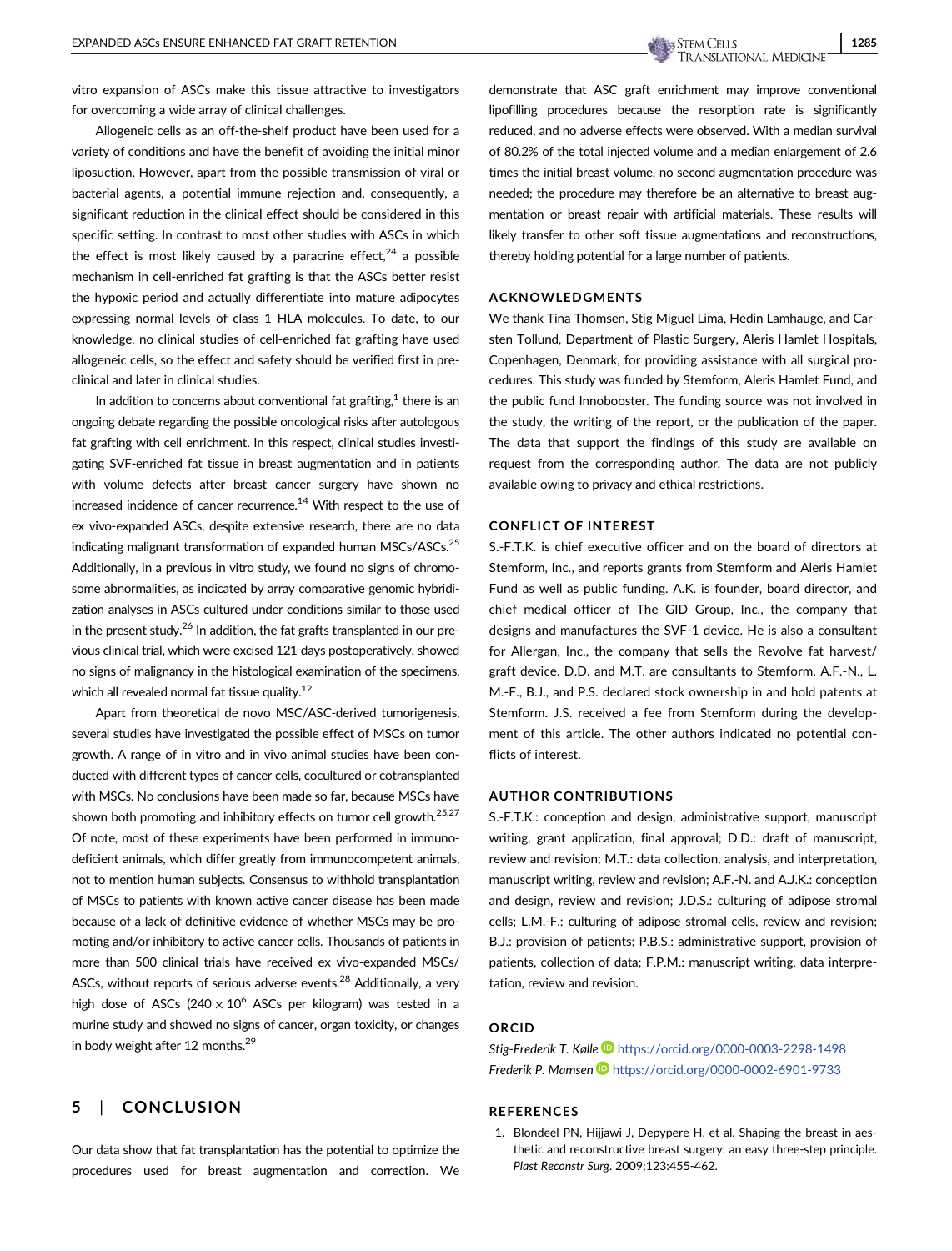vitro expansion of ASCs make this tissue attractive to investigators for overcoming a wide array of clinical challenges.

Allogeneic cells as an off-the-shelf product have been used for a variety of conditions and have the benefit of avoiding the initial minor liposuction. However, apart from the possible transmission of viral or bacterial agents, a potential immune rejection and, consequently, a significant reduction in the clinical effect should be considered in this specific setting. In contrast to most other studies with ASCs in which the effect is most likely caused by a paracrine effect,[24] a possible mechanism in cell-enriched fat grafting is that the ASCs better resist the hypoxic period and actually differentiate into mature adipocytes expressing normal levels of class 1 HLA molecules. To date, to our knowledge, no clinical studies of cell-enriched fat grafting have used allogeneic cells, so the effect and safety should be verified first in preclinical and later in clinical studies.

In addition to concerns about conventional fat grafting,[1] there is an ongoing debate regarding the possible oncological risks after autologous fat grafting with cell enrichment. In this respect, clinical studies investigating SVF-enriched fat tissue in breast augmentation and in patients with volume defects after breast cancer surgery have shown no increased incidence of cancer recurrence.[14] With respect to the use of ex vivo-expanded ASCs, despite extensive research, there are no data indicating malignant transformation of expanded human MSCs/ASCs.[25] Additionally, in a previous in vitro study, we found no signs of chromosome abnormalities, as indicated by array comparative genomic hybridization analyses in ASCs cultured under conditions similar to those used in the present study.[26] In addition, the fat grafts transplanted in our previous clinical trial, which were excised 121 days postoperatively, showed no signs of malignancy in the histological examination of the specimens, which all revealed normal fat tissue quality.[12]

Apart from theoretical de novo MSC/ASC-derived tumorigenesis, several studies have investigated the possible effect of MSCs on tumor growth. A range of in vitro and in vivo animal studies have been conducted with different types of cancer cells, cocultured or cotransplanted with MSCs. No conclusions have been made so far, because MSCs have shown both promoting and inhibitory effects on tumor cell growth.[25,27] Of note, most of these experiments have been performed in immunodeficient animals, which differ greatly from immunocompetent animals, not to mention human subjects. Consensus to withhold transplantation of MSCs to patients with known active cancer disease has been made because of a lack of definitive evidence of whether MSCs may be promoting and/or inhibitory to active cancer cells. Thousands of patients in more than 500 clinical trials have received ex vivo-expanded MSCs/ASCs, without reports of serious adverse events.[28] Additionally, a very high dose of ASCs ($240 \times 10^6$ ASCs per kilogram) was tested in a murine study and showed no signs of cancer, organ toxicity, or changes in body weight after 12 months.[29]

## 5 | CONCLUSION

Our data show that fat transplantation has the potential to optimize the procedures used for breast augmentation and correction. We demonstrate that ASC graft enrichment may improve conventional lipofilling procedures because the resorption rate is significantly reduced, and no adverse effects were observed. With a median survival of 80.2% of the total injected volume and a median enlargement of 2.6 times the initial breast volume, no second augmentation procedure was needed; the procedure may therefore be an alternative to breast augmentation or breast repair with artificial materials. These results will likely transfer to other soft tissue augmentations and reconstructions, thereby holding potential for a large number of patients.

## ACKNOWLEDGMENTS

We thank Tina Thomsen, Stig Miguel Lima, Hedin Lamhauge, and Carsten Tollund, Department of Plastic Surgery, Aleris Hamlet Hospitals, Copenhagen, Denmark, for providing assistance with all surgical procedures. This study was funded by Stemform, Aleris Hamlet Fund, and the public fund Innobooster. The funding source was not involved in the study, the writing of the report, or the publication of the paper. The data that support the findings of this study are available on request from the corresponding author. The data are not publicly available owing to privacy and ethical restrictions.

## CONFLICT OF INTEREST

S.-F.T.K. is chief executive officer and on the board of directors at Stemform, Inc., and reports grants from Stemform and Aleris Hamlet Fund as well as public funding. A.K. is founder, board director, and chief medical officer of The GID Group, Inc., the company that designs and manufactures the SVF-1 device. He is also a consultant for Allergan, Inc., the company that sells the Revolve fat harvest/graft device. D.D. and M.T. are consultants to Stemform. A.F.-N., L.M.-F., B.J., and P.S. declared stock ownership in and hold patents at Stemform. J.S. received a fee from Stemform during the development of this article. The other authors indicated no potential conflicts of interest.

## AUTHOR CONTRIBUTIONS

S.-F.T.K.: conception and design, administrative support, manuscript writing, grant application, final approval; D.D.: draft of manuscript, review and revision; M.T.: data collection, analysis, and interpretation, manuscript writing, review and revision; A.F.-N. and A.J.K.: conception and design, review and revision; J.D.S.: culturing of adipose stromal cells; L.M.-F.: culturing of adipose stromal cells, review and revision; B.J.: provision of patients; P.B.S.: administrative support, provision of patients, collection of data; F.P.M.: manuscript writing, data interpretation, review and revision.

## ORCID

*Stig-Frederik T. Kølle* https://orcid.org/0000-0003-2298-1498
*Frederik P. Mamsen* https://orcid.org/0000-0002-6901-9733

## REFERENCES

1. Blondeel PN, Hijjawi J, Depypere H, et al. Shaping the breast in aesthetic and reconstructive breast surgery: an easy three-step principle. *Plast Reconstr Surg*. 2009;123:455-462.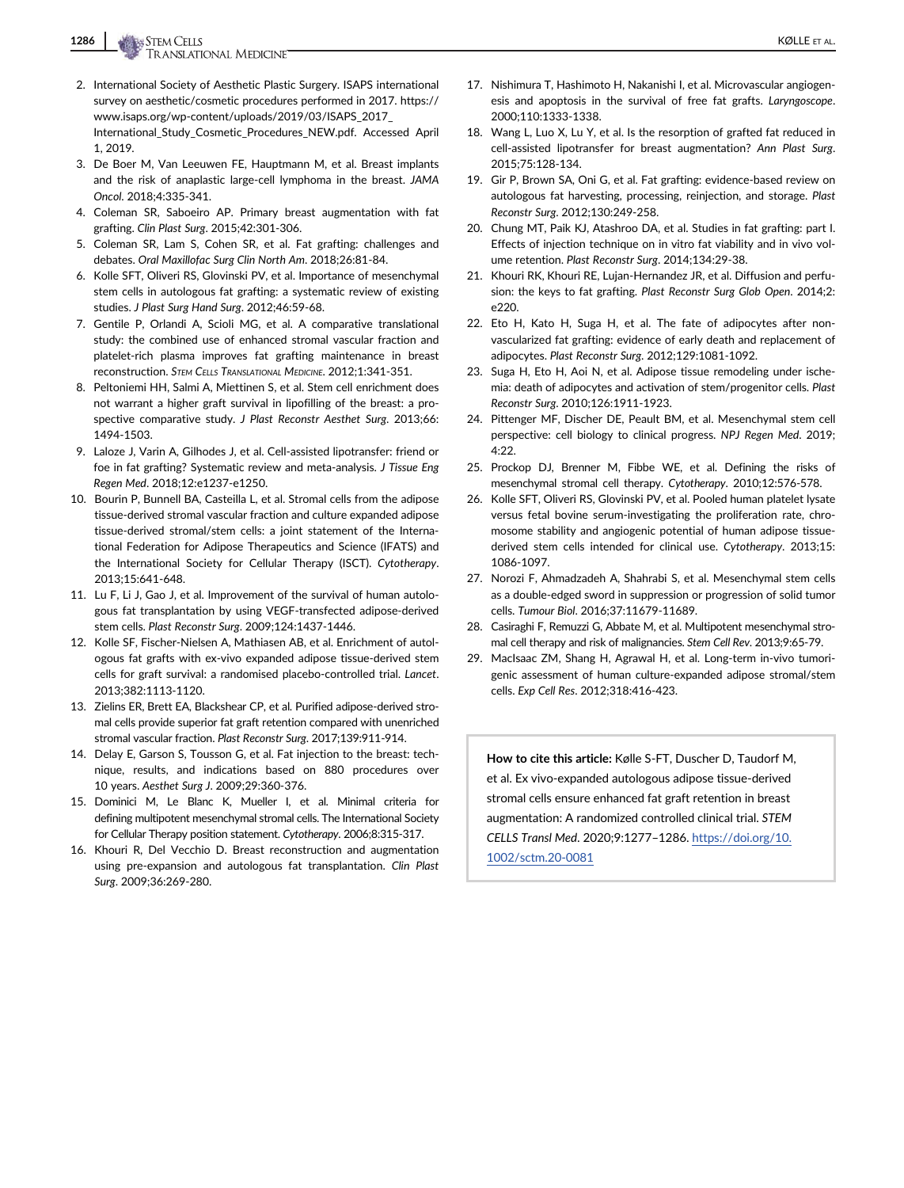2. International Society of Aesthetic Plastic Surgery. ISAPS international survey on aesthetic/cosmetic procedures performed in 2017. https://www.isaps.org/wp-content/uploads/2019/03/ISAPS_2017_International_Study_Cosmetic_Procedures_NEW.pdf. Accessed April 1, 2019.
3. De Boer M, Van Leeuwen FE, Hauptmann M, et al. Breast implants and the risk of anaplastic large-cell lymphoma in the breast. *JAMA Oncol*. 2018;4:335-341.
4. Coleman SR, Saboeiro AP. Primary breast augmentation with fat grafting. *Clin Plast Surg*. 2015;42:301-306.
5. Coleman SR, Lam S, Cohen SR, et al. Fat grafting: challenges and debates. *Oral Maxillofac Surg Clin North Am*. 2018;26:81-84.
6. Kolle SFT, Oliveri RS, Glovinski PV, et al. Importance of mesenchymal stem cells in autologous fat grafting: a systematic review of existing studies. *J Plast Surg Hand Surg*. 2012;46:59-68.
7. Gentile P, Orlandi A, Scioli MG, et al. A comparative translational study: the combined use of enhanced stromal vascular fraction and platelet-rich plasma improves fat grafting maintenance in breast reconstruction. *Stem Cells Translational Medicine*. 2012;1:341-351.
8. Peltoniemi HH, Salmi A, Miettinen S, et al. Stem cell enrichment does not warrant a higher graft survival in lipofilling of the breast: a prospective comparative study. *J Plast Reconstr Aesthet Surg*. 2013;66:1494-1503.
9. Laloze J, Varin A, Gilhodes J, et al. Cell-assisted lipotransfer: friend or foe in fat grafting? Systematic review and meta-analysis. *J Tissue Eng Regen Med*. 2018;12:e1237-e1250.
10. Bourin P, Bunnell BA, Casteilla L, et al. Stromal cells from the adipose tissue-derived stromal vascular fraction and culture expanded adipose tissue-derived stromal/stem cells: a joint statement of the International Federation for Adipose Therapeutics and Science (IFATS) and the International Society for Cellular Therapy (ISCT). *Cytotherapy*. 2013;15:641-648.
11. Lu F, Li J, Gao J, et al. Improvement of the survival of human autologous fat transplantation by using VEGF-transfected adipose-derived stem cells. *Plast Reconstr Surg*. 2009;124:1437-1446.
12. Kolle SF, Fischer-Nielsen A, Mathiasen AB, et al. Enrichment of autologous fat grafts with ex-vivo expanded adipose tissue-derived stem cells for graft survival: a randomised placebo-controlled trial. *Lancet*. 2013;382:1113-1120.
13. Zielins ER, Brett EA, Blackshear CP, et al. Purified adipose-derived stromal cells provide superior fat graft retention compared with unenriched stromal vascular fraction. *Plast Reconstr Surg*. 2017;139:911-914.
14. Delay E, Garson S, Tousson G, et al. Fat injection to the breast: technique, results, and indications based on 880 procedures over 10 years. *Aesthet Surg J*. 2009;29:360-376.
15. Dominici M, Le Blanc K, Mueller I, et al. Minimal criteria for defining multipotent mesenchymal stromal cells. The International Society for Cellular Therapy position statement. *Cytotherapy*. 2006;8:315-317.
16. Khouri R, Del Vecchio D. Breast reconstruction and augmentation using pre-expansion and autologous fat transplantation. *Clin Plast Surg*. 2009;36:269-280.
17. Nishimura T, Hashimoto H, Nakanishi I, et al. Microvascular angiogenesis and apoptosis in the survival of free fat grafts. *Laryngoscope*. 2000;110:1333-1338.
18. Wang L, Luo X, Lu Y, et al. Is the resorption of grafted fat reduced in cell-assisted lipotransfer for breast augmentation? *Ann Plast Surg*. 2015;75:128-134.
19. Gir P, Brown SA, Oni G, et al. Fat grafting: evidence-based review on autologous fat harvesting, processing, reinjection, and storage. *Plast Reconstr Surg*. 2012;130:249-258.
20. Chung MT, Paik KJ, Atashroo DA, et al. Studies in fat grafting: part I. Effects of injection technique on in vitro fat viability and in vivo volume retention. *Plast Reconstr Surg*. 2014;134:29-38.
21. Khouri RK, Khouri RE, Lujan-Hernandez JR, et al. Diffusion and perfusion: the keys to fat grafting. *Plast Reconstr Surg Glob Open*. 2014;2:e220.
22. Eto H, Kato H, Suga H, et al. The fate of adipocytes after nonvascularized fat grafting: evidence of early death and replacement of adipocytes. *Plast Reconstr Surg*. 2012;129:1081-1092.
23. Suga H, Eto H, Aoi N, et al. Adipose tissue remodeling under ischemia: death of adipocytes and activation of stem/progenitor cells. *Plast Reconstr Surg*. 2010;126:1911-1923.
24. Pittenger MF, Discher DE, Peault BM, et al. Mesenchymal stem cell perspective: cell biology to clinical progress. *NPJ Regen Med*. 2019;4:22.
25. Prockop DJ, Brenner M, Fibbe WE, et al. Defining the risks of mesenchymal stromal cell therapy. *Cytotherapy*. 2010;12:576-578.
26. Kolle SFT, Oliveri RS, Glovinski PV, et al. Pooled human platelet lysate versus fetal bovine serum-investigating the proliferation rate, chromosome stability and angiogenic potential of human adipose tissue-derived stem cells intended for clinical use. *Cytotherapy*. 2013;15:1086-1097.
27. Norozi F, Ahmadzadeh A, Shahrabi S, et al. Mesenchymal stem cells as a double-edged sword in suppression or progression of solid tumor cells. *Tumour Biol*. 2016;37:11679-11689.
28. Casiraghi F, Remuzzi G, Abbate M, et al. Multipotent mesenchymal stromal cell therapy and risk of malignancies. *Stem Cell Rev*. 2013;9:65-79.
29. MacIsaac ZM, Shang H, Agrawal H, et al. Long-term in-vivo tumorigenic assessment of human culture-expanded adipose stromal/stem cells. *Exp Cell Res*. 2012;318:416-423.

**How to cite this article:** Kølle S-FT, Duscher D, Taudorf M, et al. Ex vivo-expanded autologous adipose tissue-derived stromal cells ensure enhanced fat graft retention in breast augmentation: A randomized controlled clinical trial. *STEM CELLS Transl Med*. 2020;9:1277–1286. https://doi.org/10.1002/sctm.20-0081